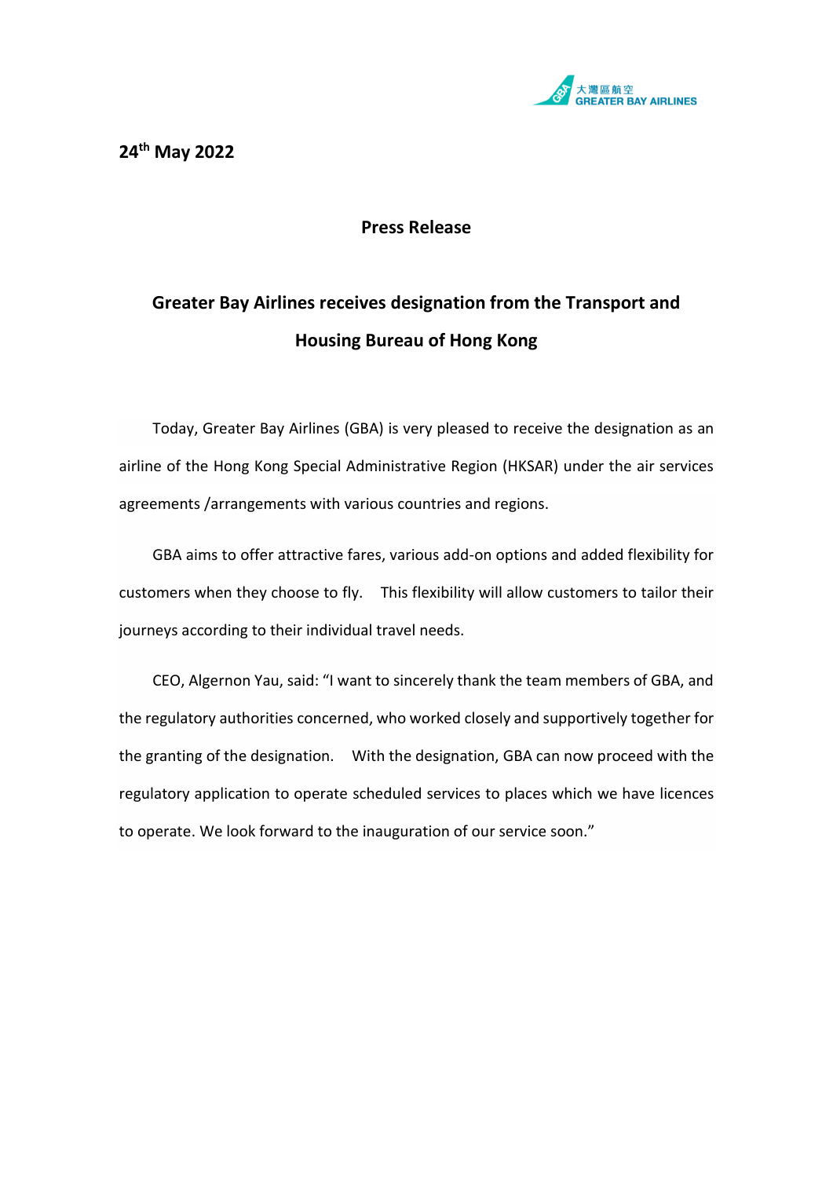**24th May 2022**

**Press Release**

# Greater Bay Airlines receives designation from the Transport and Housing Bureau of Hong Kong

Today, Greater Bay Airlines (GBA) is very pleased to receive the designation as an airline of the Hong Kong Special Administrative Region (HKSAR) under the air services agreements /arrangements with various countries and regions.

GBA aims to offer attractive fares, various add-on options and added flexibility for customers when they choose to fly. This flexibility will allow customers to tailor their journeys according to their individual travel needs.

CEO, Algernon Yau, said: "I want to sincerely thank the team members of GBA, and the regulatory authorities concerned, who worked closely and supportively together for the granting of the designation. With the designation, GBA can now proceed with the regulatory application to operate scheduled services to places which we have licences to operate. We look forward to the inauguration of our service soon."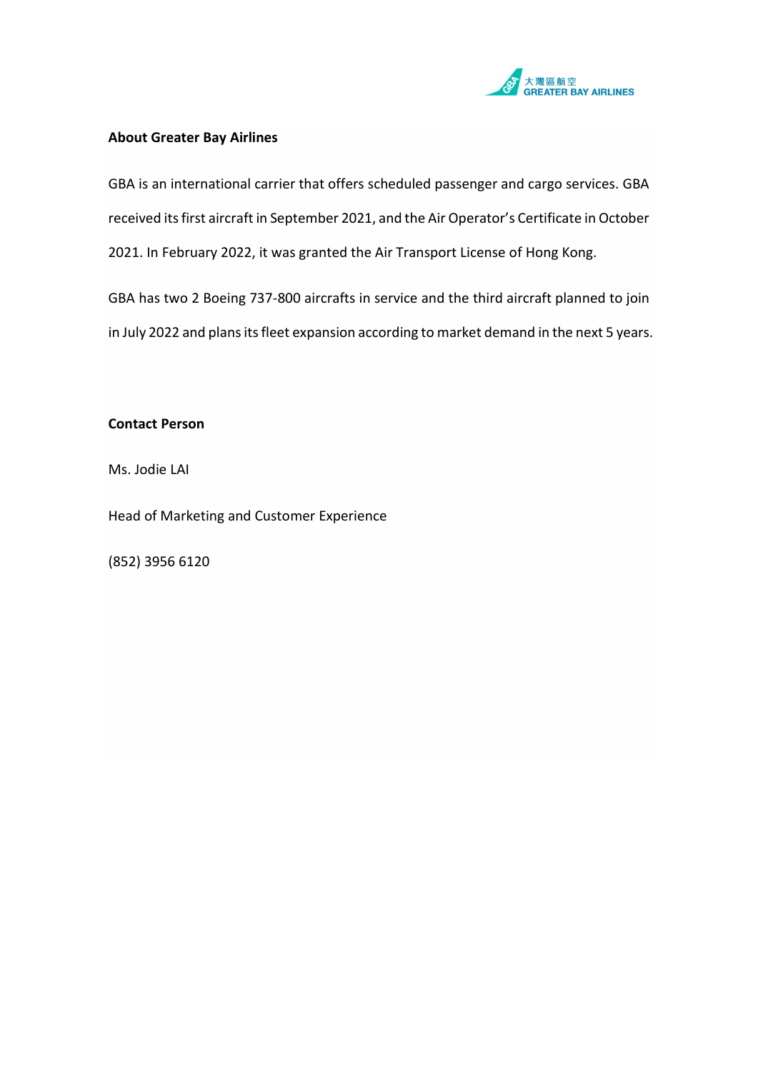**About Greater Bay Airlines**

GBA is an international carrier that offers scheduled passenger and cargo services. GBA received its first aircraft in September 2021, and the Air Operator's Certificate in October 2021. In February 2022, it was granted the Air Transport License of Hong Kong.

GBA has two 2 Boeing 737-800 aircrafts in service and the third aircraft planned to join in July 2022 and plans its fleet expansion according to market demand in the next 5 years.

**Contact Person**

Ms. Jodie LAI

Head of Marketing and Customer Experience

(852) 3956 6120